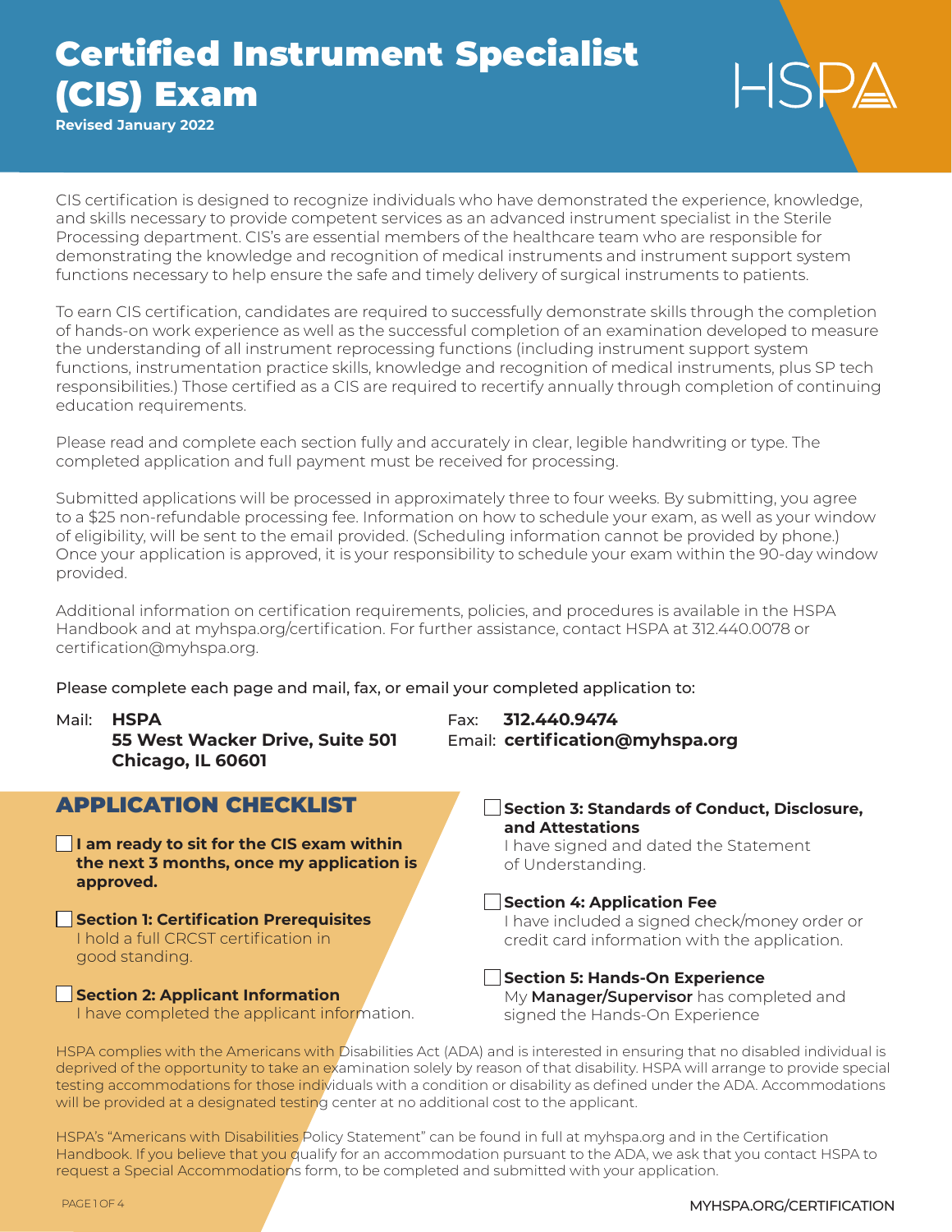# Certified Instrument Specialist (CIS) Exam

**Revised January 2022**

HSPA

CIS certification is designed to recognize individuals who have demonstrated the experience, knowledge, and skills necessary to provide competent services as an advanced instrument specialist in the Sterile Processing department. CIS's are essential members of the healthcare team who are responsible for demonstrating the knowledge and recognition of medical instruments and instrument support system functions necessary to help ensure the safe and timely delivery of surgical instruments to patients.

To earn CIS certification, candidates are required to successfully demonstrate skills through the completion of hands-on work experience as well as the successful completion of an examination developed to measure the understanding of all instrument reprocessing functions (including instrument support system functions, instrumentation practice skills, knowledge and recognition of medical instruments, plus SP tech responsibilities.) Those certified as a CIS are required to recertify annually through completion of continuing education requirements.

Please read and complete each section fully and accurately in clear, legible handwriting or type. The completed application and full payment must be received for processing.

Submitted applications will be processed in approximately three to four weeks. By submitting, you agree to a $25 non-refundable processing fee. Information on how to schedule your exam, as well as your window of eligibility, will be sent to the email provided. (Scheduling information cannot be provided by phone.) Once your application is approved, it is your responsibility to schedule your exam within the 90-day window provided.

Additional information on certification requirements, policies, and procedures is available in the HSPA Handbook and at myhspa.org/certification. For further assistance, contact HSPA at 312.440.0078 or certification@myhspa.org.

Please complete each page and mail, fax, or email your completed application to:

Mail: **HSPA**
**55 West Wacker Drive, Suite 501**
**Chicago, IL 60601**

Fax: **312.440.9474**
Email: **certification@myhspa.org**

## APPLICATION CHECKLIST

- ☐ **I am ready to sit for the CIS exam within the next 3 months, once my application is approved.**
- ☐ **Section 1: Certification Prerequisites**
  I hold a full CRCST certification in good standing.
- ☐ **Section 2: Applicant Information**
  I have completed the applicant information.
- ☐ **Section 3: Standards of Conduct, Disclosure, and Attestations**
  I have signed and dated the Statement of Understanding.
- ☐ **Section 4: Application Fee**
  I have included a signed check/money order or credit card information with the application.
- ☐ **Section 5: Hands-On Experience**
  My **Manager/Supervisor** has completed and signed the Hands-On Experience

HSPA complies with the Americans with Disabilities Act (ADA) and is interested in ensuring that no disabled individual is deprived of the opportunity to take an examination solely by reason of that disability. HSPA will arrange to provide special testing accommodations for those individuals with a condition or disability as defined under the ADA. Accommodations will be provided at a designated testing center at no additional cost to the applicant.

HSPA's "Americans with Disabilities Policy Statement" can be found in full at myhspa.org and in the Certification Handbook. If you believe that you qualify for an accommodation pursuant to the ADA, we ask that you contact HSPA to request a Special Accommodations form, to be completed and submitted with your application.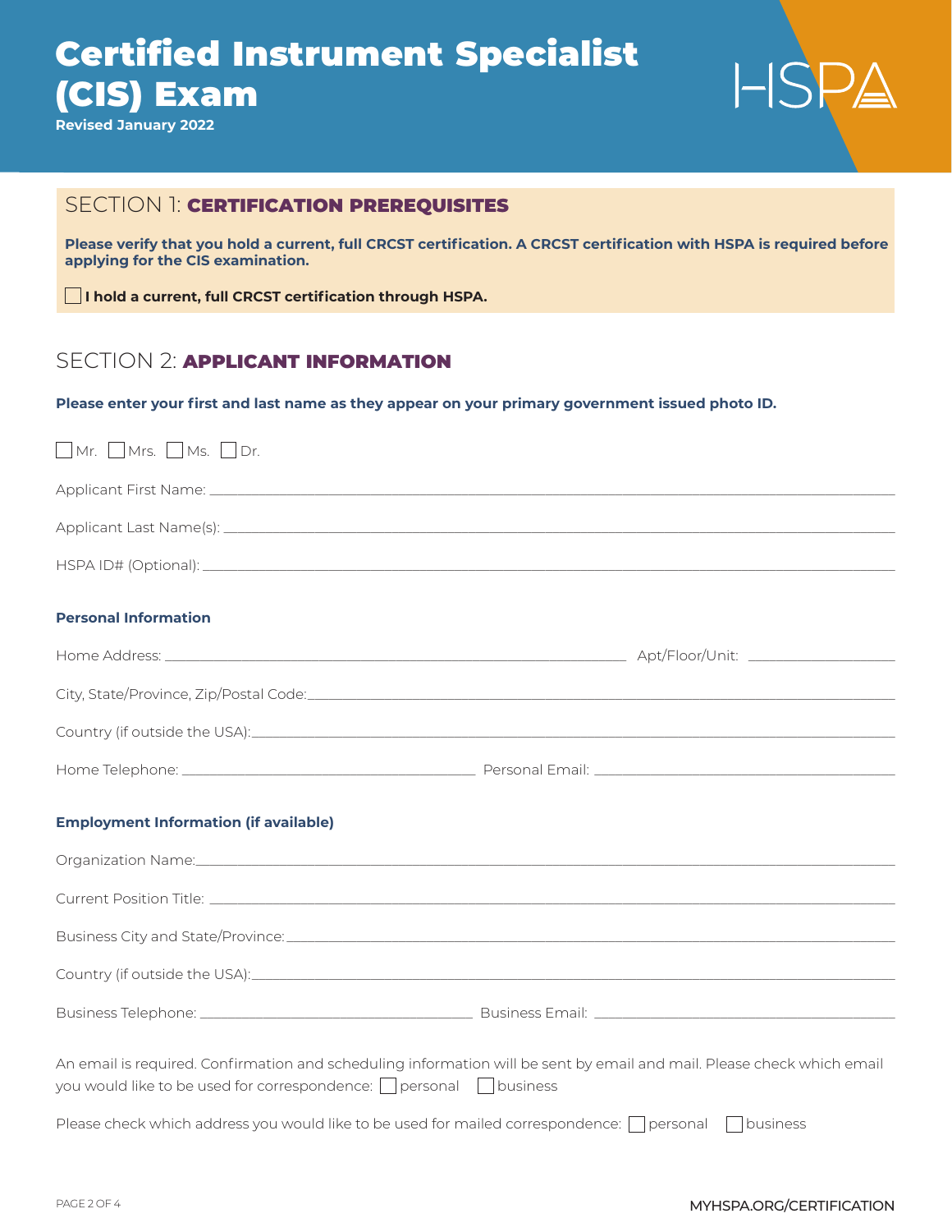# Certified Instrument Specialist (CIS) Exam

**Revised January 2022**

HSPA

## SECTION 1: **CERTIFICATION PREREQUISITES**

**Please verify that you hold a current, full CRCST certification. A CRCST certification with HSPA is required before applying for the CIS examination.**

☐ **I hold a current, full CRCST certification through HSPA.**

## SECTION 2: **APPLICANT INFORMATION**

**Please enter your first and last name as they appear on your primary government issued photo ID.**

☐ Mr. ☐ Mrs. ☐ Ms. ☐ Dr.

Applicant First Name: ______________________________

Applicant Last Name(s): ______________________________

HSPA ID# (Optional): ______________________________

### Personal Information

Home Address: ______________________________ Apt/Floor/Unit: ______________

City, State/Province, Zip/Postal Code: ______________________________

Country (if outside the USA): ______________________________

Home Telephone: ______________________ Personal Email: ______________________

### Employment Information (if available)

Organization Name: ______________________________

Current Position Title: ______________________________

Business City and State/Province: ______________________________

Country (if outside the USA): ______________________________

Business Telephone: ______________________ Business Email: ______________________

An email is required. Confirmation and scheduling information will be sent by email and mail. Please check which email you would like to be used for correspondence: ☐ personal ☐ business

Please check which address you would like to be used for mailed correspondence: ☐ personal ☐ business

MYHSPA.ORG/CERTIFICATION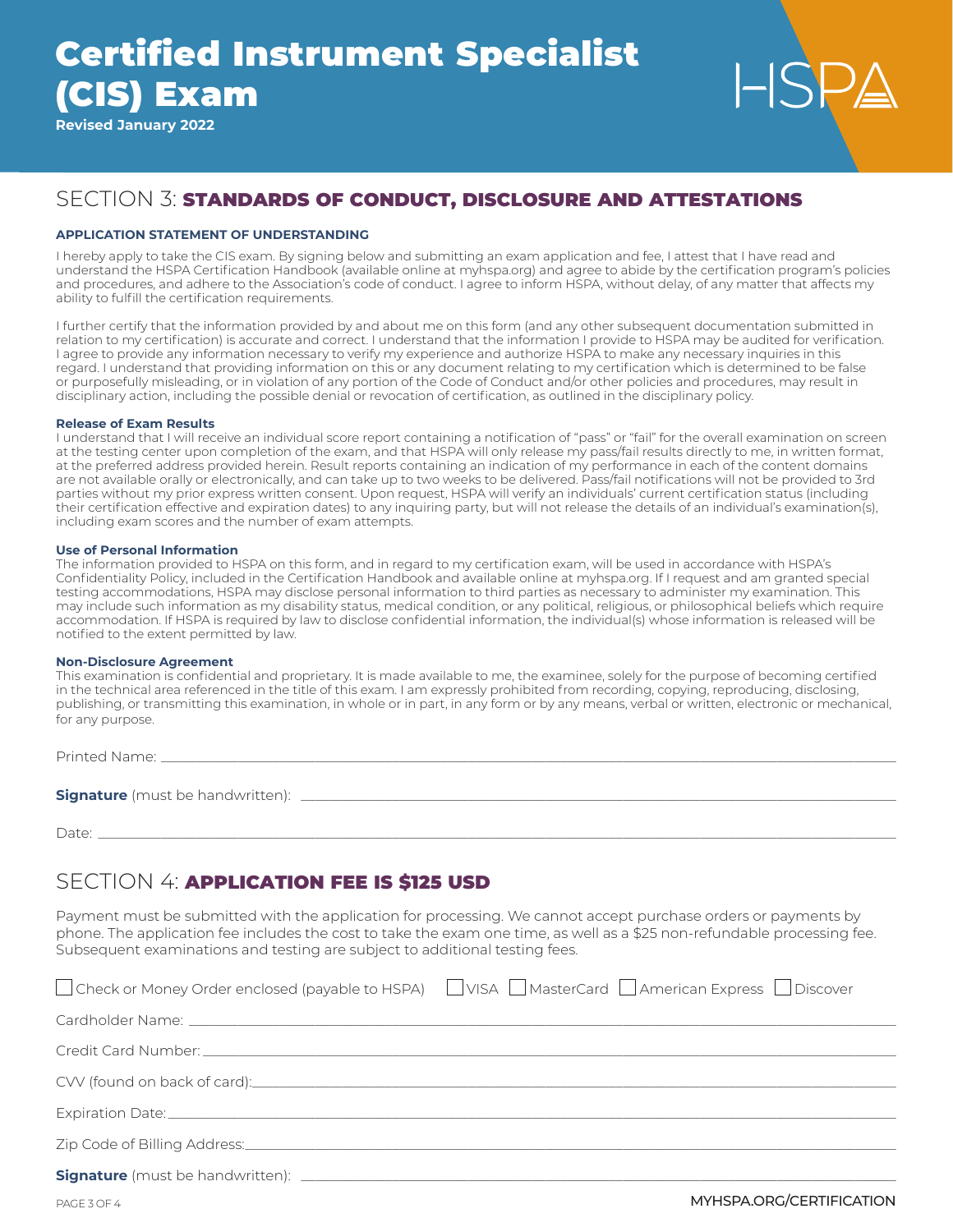# Certified Instrument Specialist (CIS) Exam

**Revised January 2022**

HSPA

## SECTION 3: STANDARDS OF CONDUCT, DISCLOSURE AND ATTESTATIONS

### APPLICATION STATEMENT OF UNDERSTANDING

I hereby apply to take the CIS exam. By signing below and submitting an exam application and fee, I attest that I have read and understand the HSPA Certification Handbook (available online at myhspa.org) and agree to abide by the certification program's policies and procedures, and adhere to the Association's code of conduct. I agree to inform HSPA, without delay, of any matter that affects my ability to fulfill the certification requirements.

I further certify that the information provided by and about me on this form (and any other subsequent documentation submitted in relation to my certification) is accurate and correct. I understand that the information I provide to HSPA may be audited for verification. I agree to provide any information necessary to verify my experience and authorize HSPA to make any necessary inquiries in this regard. I understand that providing information on this or any document relating to my certification which is determined to be false or purposefully misleading, or in violation of any portion of the Code of Conduct and/or other policies and procedures, may result in disciplinary action, including the possible denial or revocation of certification, as outlined in the disciplinary policy.

**Release of Exam Results**

I understand that I will receive an individual score report containing a notification of "pass" or "fail" for the overall examination on screen at the testing center upon completion of the exam, and that HSPA will only release my pass/fail results directly to me, in written format, at the preferred address provided herein. Result reports containing an indication of my performance in each of the content domains are not available orally or electronically, and can take up to two weeks to be delivered. Pass/fail notifications will not be provided to 3rd parties without my prior express written consent. Upon request, HSPA will verify an individuals' current certification status (including their certification effective and expiration dates) to any inquiring party, but will not release the details of an individual's examination(s), including exam scores and the number of exam attempts.

**Use of Personal Information**

The information provided to HSPA on this form, and in regard to my certification exam, will be used in accordance with HSPA's Confidentiality Policy, included in the Certification Handbook and available online at myhspa.org. If I request and am granted special testing accommodations, HSPA may disclose personal information to third parties as necessary to administer my examination. This may include such information as my disability status, medical condition, or any political, religious, or philosophical beliefs which require accommodation. If HSPA is required by law to disclose confidential information, the individual(s) whose information is released will be notified to the extent permitted by law.

**Non-Disclosure Agreement**

This examination is confidential and proprietary. It is made available to me, the examinee, solely for the purpose of becoming certified in the technical area referenced in the title of this exam. I am expressly prohibited from recording, copying, reproducing, disclosing, publishing, or transmitting this examination, in whole or in part, in any form or by any means, verbal or written, electronic or mechanical, for any purpose.

Printed Name: ______________________________

**Signature** (must be handwritten): ______________________________

Date: ______________________________

## SECTION 4: APPLICATION FEE IS $125 USD

Payment must be submitted with the application for processing. We cannot accept purchase orders or payments by phone. The application fee includes the cost to take the exam one time, as well as a $25 non-refundable processing fee. Subsequent examinations and testing are subject to additional testing fees.

☐ Check or Money Order enclosed (payable to HSPA) ☐ VISA ☐ MasterCard ☐ American Express ☐ Discover

Cardholder Name: ______________________________

Credit Card Number: ______________________________

CVV (found on back of card): ______________________________

Expiration Date: ______________________________

Zip Code of Billing Address: ______________________________

**Signature** (must be handwritten): ______________________________

MYHSPA.ORG/CERTIFICATION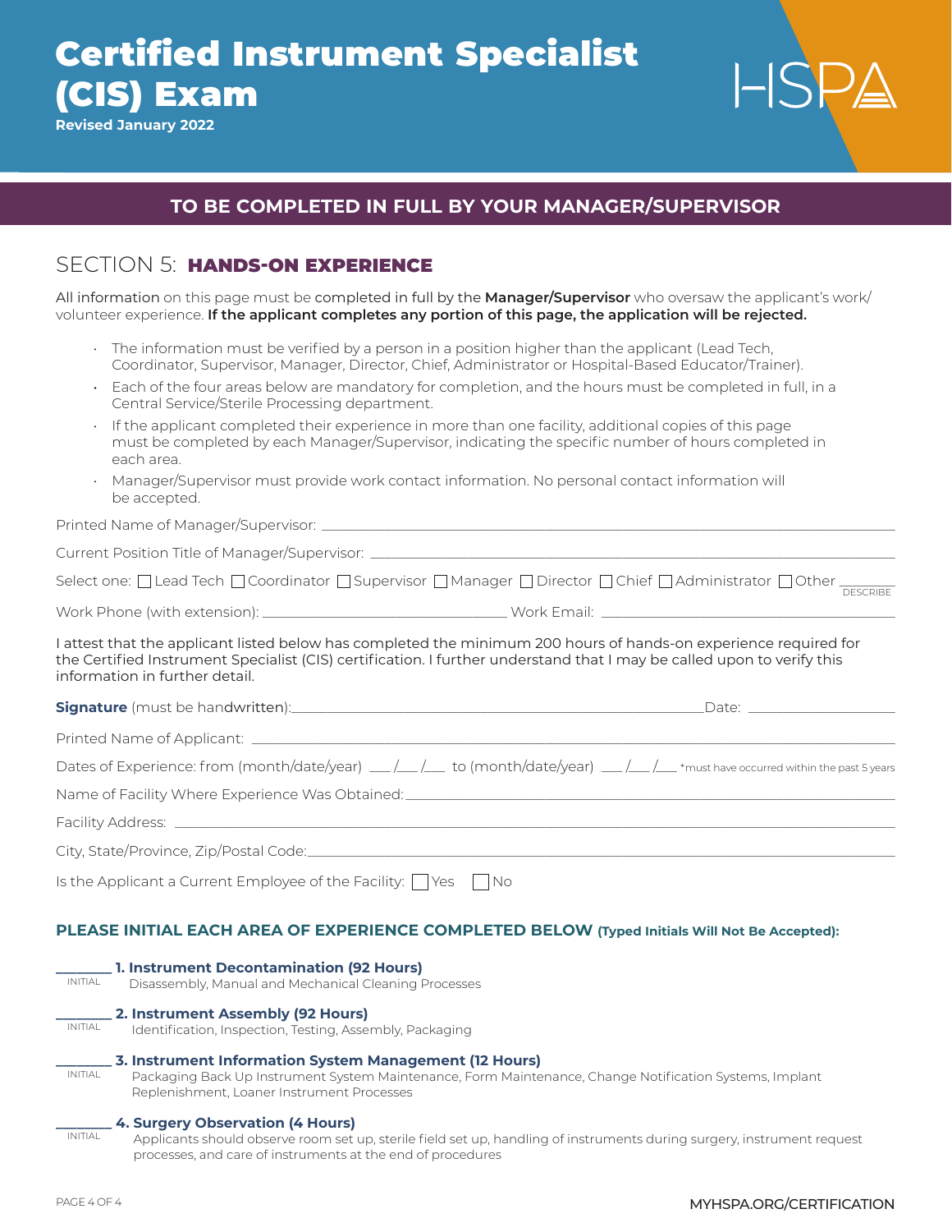# Certified Instrument Specialist (CIS) Exam

**Revised January 2022**

HSPA

**TO BE COMPLETED IN FULL BY YOUR MANAGER/SUPERVISOR**

## SECTION 5: HANDS-ON EXPERIENCE

All information on this page must be completed in full by the **Manager/Supervisor** who oversaw the applicant's work/volunteer experience. **If the applicant completes any portion of this page, the application will be rejected.**

- The information must be verified by a person in a position higher than the applicant (Lead Tech, Coordinator, Supervisor, Manager, Director, Chief, Administrator or Hospital-Based Educator/Trainer).
- Each of the four areas below are mandatory for completion, and the hours must be completed in full, in a Central Service/Sterile Processing department.
- If the applicant completed their experience in more than one facility, additional copies of this page must be completed by each Manager/Supervisor, indicating the specific number of hours completed in each area.
- Manager/Supervisor must provide work contact information. No personal contact information will be accepted.

Printed Name of Manager/Supervisor: ______________________________

Current Position Title of Manager/Supervisor: ______________________________

Select one: ☐ Lead Tech ☐ Coordinator ☐ Supervisor ☐ Manager ☐ Director ☐ Chief ☐ Administrator ☐ Other ________ (DESCRIBE)

Work Phone (with extension): ________________ Work Email: ________________

I attest that the applicant listed below has completed the minimum 200 hours of hands-on experience required for the Certified Instrument Specialist (CIS) certification. I further understand that I may be called upon to verify this information in further detail.

**Signature** (must be handwritten):______________________________ Date: ____________

Printed Name of Applicant: ______________________________

Dates of Experience: from (month/date/year) ___/___/___ to (month/date/year) ___/___/___ *must have occurred within the past 5 years

Name of Facility Where Experience Was Obtained: ______________________________

Facility Address: ______________________________

City, State/Province, Zip/Postal Code: ______________________________

Is the Applicant a Current Employee of the Facility: ☐ Yes ☐ No

### PLEASE INITIAL EACH AREA OF EXPERIENCE COMPLETED BELOW (Typed Initials Will Not Be Accepted):

________ (INITIAL) **1. Instrument Decontamination (92 Hours)**
Disassembly, Manual and Mechanical Cleaning Processes

________ (INITIAL) **2. Instrument Assembly (92 Hours)**
Identification, Inspection, Testing, Assembly, Packaging

________ (INITIAL) **3. Instrument Information System Management (12 Hours)**
Packaging Back Up Instrument System Maintenance, Form Maintenance, Change Notification Systems, Implant Replenishment, Loaner Instrument Processes

________ (INITIAL) **4. Surgery Observation (4 Hours)**
Applicants should observe room set up, sterile field set up, handling of instruments during surgery, instrument request processes, and care of instruments at the end of procedures

MYHSPA.ORG/CERTIFICATION